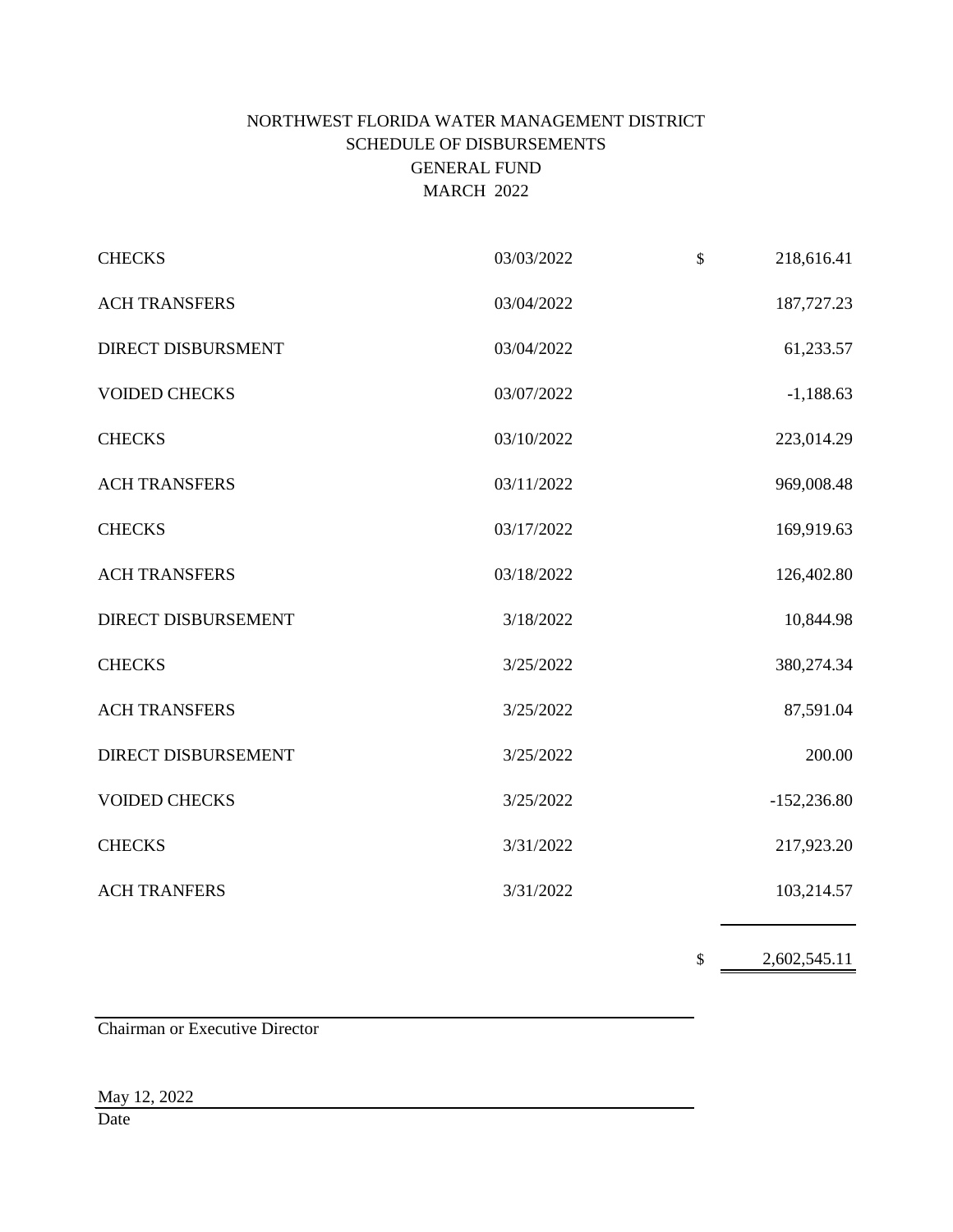# NORTHWEST FLORIDA WATER MANAGEMENT DISTRICT
## SCHEDULE OF DISBURSEMENTS
## GENERAL FUND
## MARCH 2022

| | | | |
|---|---|---|---|
| CHECKS | 03/03/2022 | $ | 218,616.41 |
| ACH TRANSFERS | 03/04/2022 | | 187,727.23 |
| DIRECT DISBURSMENT | 03/04/2022 | | 61,233.57 |
| VOIDED CHECKS | 03/07/2022 | | -1,188.63 |
| CHECKS | 03/10/2022 | | 223,014.29 |
| ACH TRANSFERS | 03/11/2022 | | 969,008.48 |
| CHECKS | 03/17/2022 | | 169,919.63 |
| ACH TRANSFERS | 03/18/2022 | | 126,402.80 |
| DIRECT DISBURSEMENT | 3/18/2022 | | 10,844.98 |
| CHECKS | 3/25/2022 | | 380,274.34 |
| ACH TRANSFERS | 3/25/2022 | | 87,591.04 |
| DIRECT DISBURSEMENT | 3/25/2022 | | 200.00 |
| VOIDED CHECKS | 3/25/2022 | | -152,236.80 |
| CHECKS | 3/31/2022 | | 217,923.20 |
| ACH TRANFERS | 3/31/2022 | | 103,214.57 |
| | | $ | 2,602,545.11 |

Chairman or Executive Director

May 12, 2022

Date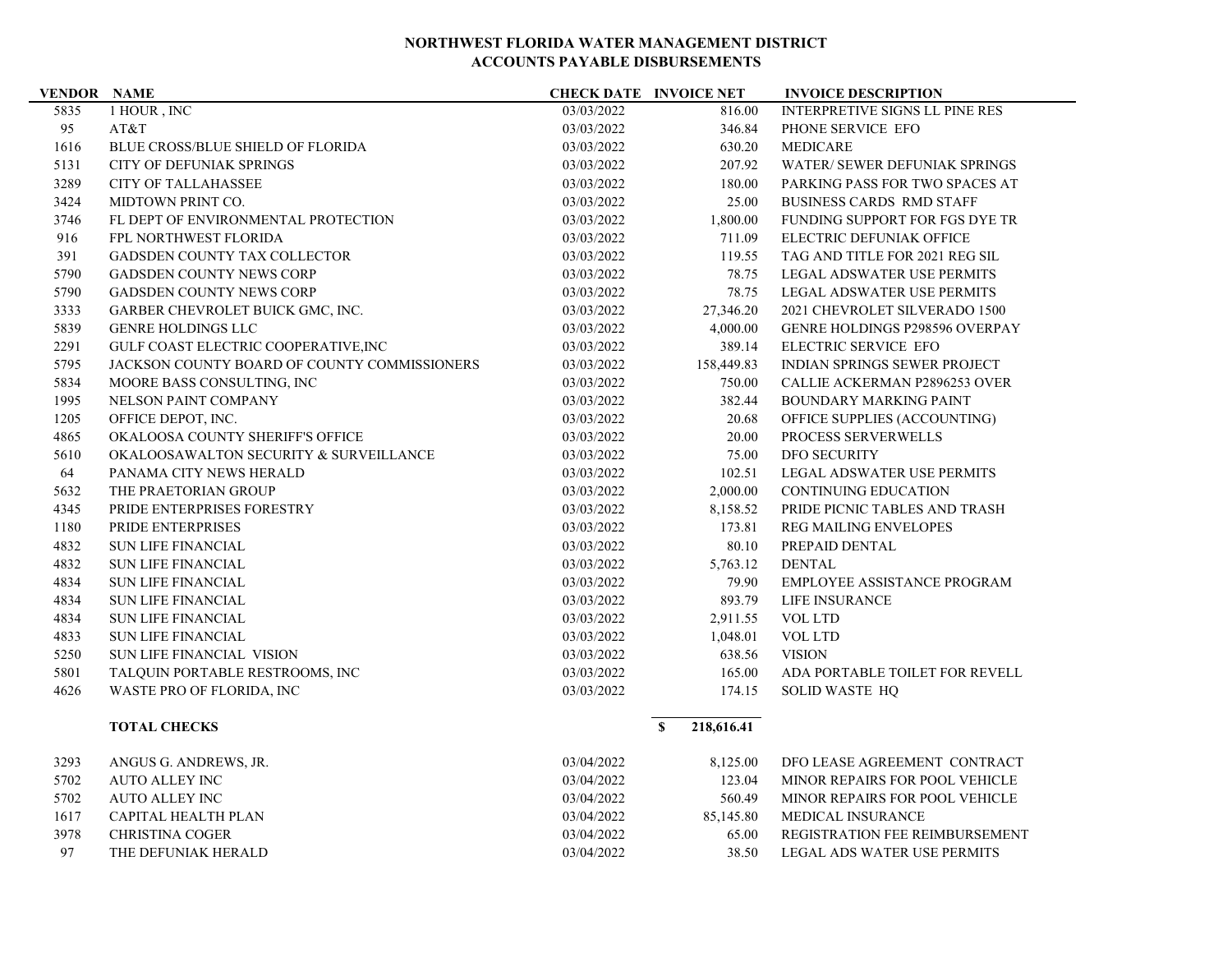**NORTHWEST FLORIDA WATER MANAGEMENT DISTRICT**
**ACCOUNTS PAYABLE DISBURSEMENTS**

| VENDOR | NAME | CHECK DATE | INVOICE NET | INVOICE DESCRIPTION |
|---|---|---|---|---|
| 5835 | 1 HOUR , INC | 03/03/2022 | 816.00 | INTERPRETIVE SIGNS LL PINE RES |
| 95 | AT&T | 03/03/2022 | 346.84 | PHONE SERVICE EFO |
| 1616 | BLUE CROSS/BLUE SHIELD OF FLORIDA | 03/03/2022 | 630.20 | MEDICARE |
| 5131 | CITY OF DEFUNIAK SPRINGS | 03/03/2022 | 207.92 | WATER/ SEWER DEFUNIAK SPRINGS |
| 3289 | CITY OF TALLAHASSEE | 03/03/2022 | 180.00 | PARKING PASS FOR TWO SPACES AT |
| 3424 | MIDTOWN PRINT CO. | 03/03/2022 | 25.00 | BUSINESS CARDS RMD STAFF |
| 3746 | FL DEPT OF ENVIRONMENTAL PROTECTION | 03/03/2022 | 1,800.00 | FUNDING SUPPORT FOR FGS DYE TR |
| 916 | FPL NORTHWEST FLORIDA | 03/03/2022 | 711.09 | ELECTRIC DEFUNIAK OFFICE |
| 391 | GADSDEN COUNTY TAX COLLECTOR | 03/03/2022 | 119.55 | TAG AND TITLE FOR 2021 REG SIL |
| 5790 | GADSDEN COUNTY NEWS CORP | 03/03/2022 | 78.75 | LEGAL ADSWATER USE PERMITS |
| 5790 | GADSDEN COUNTY NEWS CORP | 03/03/2022 | 78.75 | LEGAL ADSWATER USE PERMITS |
| 3333 | GARBER CHEVROLET BUICK GMC, INC. | 03/03/2022 | 27,346.20 | 2021 CHEVROLET SILVERADO 1500 |
| 5839 | GENRE HOLDINGS LLC | 03/03/2022 | 4,000.00 | GENRE HOLDINGS P298596 OVERPAY |
| 2291 | GULF COAST ELECTRIC COOPERATIVE,INC | 03/03/2022 | 389.14 | ELECTRIC SERVICE EFO |
| 5795 | JACKSON COUNTY BOARD OF COUNTY COMMISSIONERS | 03/03/2022 | 158,449.83 | INDIAN SPRINGS SEWER PROJECT |
| 5834 | MOORE BASS CONSULTING, INC | 03/03/2022 | 750.00 | CALLIE ACKERMAN P2896253 OVER |
| 1995 | NELSON PAINT COMPANY | 03/03/2022 | 382.44 | BOUNDARY MARKING PAINT |
| 1205 | OFFICE DEPOT, INC. | 03/03/2022 | 20.68 | OFFICE SUPPLIES (ACCOUNTING) |
| 4865 | OKALOOSA COUNTY SHERIFF'S OFFICE | 03/03/2022 | 20.00 | PROCESS SERVERWELLS |
| 5610 | OKALOOSAWALTON SECURITY & SURVEILLANCE | 03/03/2022 | 75.00 | DFO SECURITY |
| 64 | PANAMA CITY NEWS HERALD | 03/03/2022 | 102.51 | LEGAL ADSWATER USE PERMITS |
| 5632 | THE PRAETORIAN GROUP | 03/03/2022 | 2,000.00 | CONTINUING EDUCATION |
| 4345 | PRIDE ENTERPRISES FORESTRY | 03/03/2022 | 8,158.52 | PRIDE PICNIC TABLES AND TRASH |
| 1180 | PRIDE ENTERPRISES | 03/03/2022 | 173.81 | REG MAILING ENVELOPES |
| 4832 | SUN LIFE FINANCIAL | 03/03/2022 | 80.10 | PREPAID DENTAL |
| 4832 | SUN LIFE FINANCIAL | 03/03/2022 | 5,763.12 | DENTAL |
| 4834 | SUN LIFE FINANCIAL | 03/03/2022 | 79.90 | EMPLOYEE ASSISTANCE PROGRAM |
| 4834 | SUN LIFE FINANCIAL | 03/03/2022 | 893.79 | LIFE INSURANCE |
| 4834 | SUN LIFE FINANCIAL | 03/03/2022 | 2,911.55 | VOL LTD |
| 4833 | SUN LIFE FINANCIAL | 03/03/2022 | 1,048.01 | VOL LTD |
| 5250 | SUN LIFE FINANCIAL VISION | 03/03/2022 | 638.56 | VISION |
| 5801 | TALQUIN PORTABLE RESTROOMS, INC | 03/03/2022 | 165.00 | ADA PORTABLE TOILET FOR REVELL |
| 4626 | WASTE PRO OF FLORIDA, INC | 03/03/2022 | 174.15 | SOLID WASTE HQ |
| | **TOTAL CHECKS** | | $ 218,616.41 | |
| 3293 | ANGUS G. ANDREWS, JR. | 03/04/2022 | 8,125.00 | DFO LEASE AGREEMENT CONTRACT |
| 5702 | AUTO ALLEY INC | 03/04/2022 | 123.04 | MINOR REPAIRS FOR POOL VEHICLE |
| 5702 | AUTO ALLEY INC | 03/04/2022 | 560.49 | MINOR REPAIRS FOR POOL VEHICLE |
| 1617 | CAPITAL HEALTH PLAN | 03/04/2022 | 85,145.80 | MEDICAL INSURANCE |
| 3978 | CHRISTINA COGER | 03/04/2022 | 65.00 | REGISTRATION FEE REIMBURSEMENT |
| 97 | THE DEFUNIAK HERALD | 03/04/2022 | 38.50 | LEGAL ADS WATER USE PERMITS |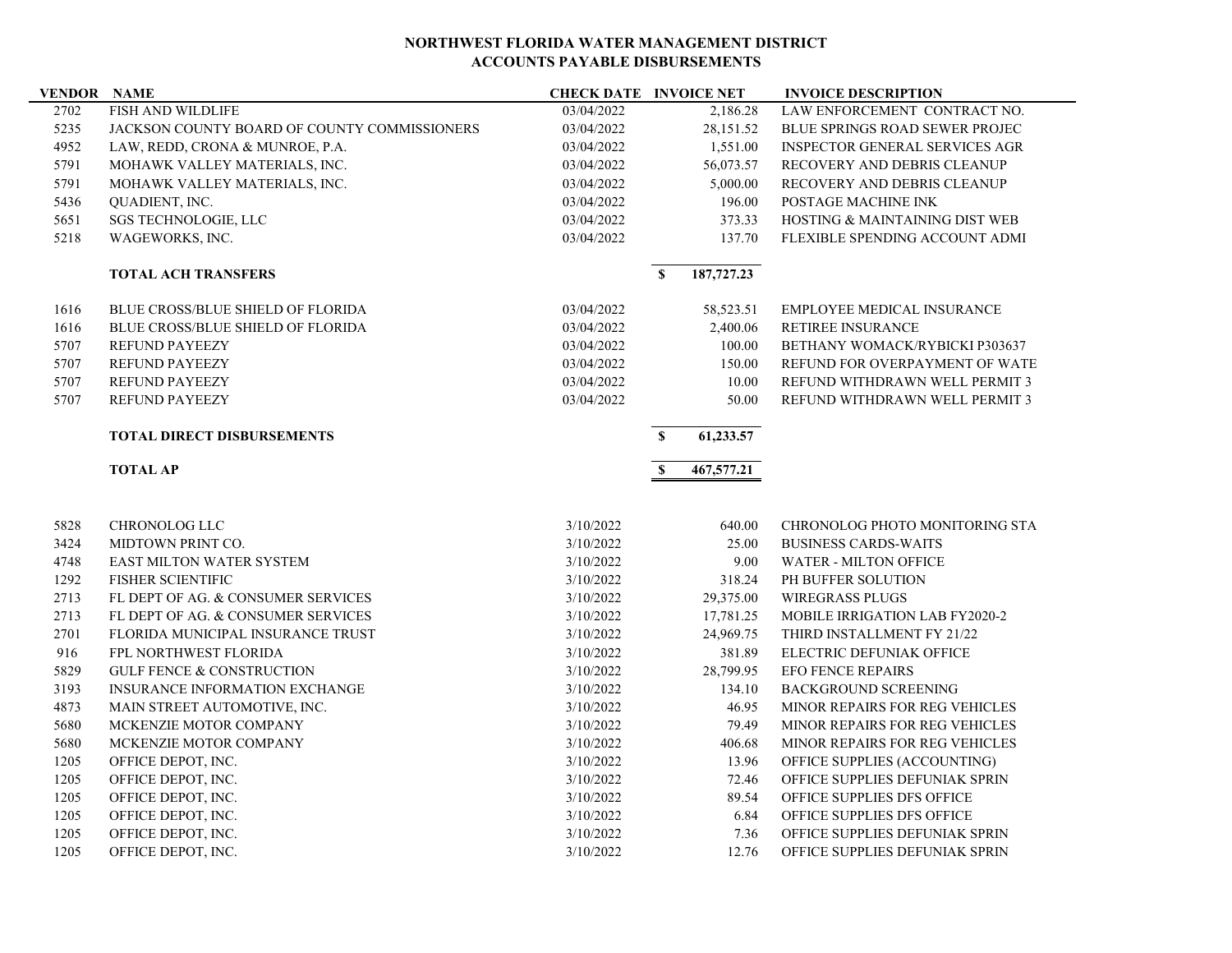**NORTHWEST FLORIDA WATER MANAGEMENT DISTRICT**
**ACCOUNTS PAYABLE DISBURSEMENTS**

| VENDOR | NAME | CHECK DATE | INVOICE NET | INVOICE DESCRIPTION |
|---|---|---|---|---|
| 2702 | FISH AND WILDLIFE | 03/04/2022 | 2,186.28 | LAW ENFORCEMENT CONTRACT NO. |
| 5235 | JACKSON COUNTY BOARD OF COUNTY COMMISSIONERS | 03/04/2022 | 28,151.52 | BLUE SPRINGS ROAD SEWER PROJEC |
| 4952 | LAW, REDD, CRONA & MUNROE, P.A. | 03/04/2022 | 1,551.00 | INSPECTOR GENERAL SERVICES AGR |
| 5791 | MOHAWK VALLEY MATERIALS, INC. | 03/04/2022 | 56,073.57 | RECOVERY AND DEBRIS CLEANUP |
| 5791 | MOHAWK VALLEY MATERIALS, INC. | 03/04/2022 | 5,000.00 | RECOVERY AND DEBRIS CLEANUP |
| 5436 | QUADIENT, INC. | 03/04/2022 | 196.00 | POSTAGE MACHINE INK |
| 5651 | SGS TECHNOLOGIE, LLC | 03/04/2022 | 373.33 | HOSTING & MAINTAINING DIST WEB |
| 5218 | WAGEWORKS, INC. | 03/04/2022 | 137.70 | FLEXIBLE SPENDING ACCOUNT ADMI |
| | **TOTAL ACH TRANSFERS** | | **$ 187,727.23** | |
| 1616 | BLUE CROSS/BLUE SHIELD OF FLORIDA | 03/04/2022 | 58,523.51 | EMPLOYEE MEDICAL INSURANCE |
| 1616 | BLUE CROSS/BLUE SHIELD OF FLORIDA | 03/04/2022 | 2,400.06 | RETIREE INSURANCE |
| 5707 | REFUND PAYEEZY | 03/04/2022 | 100.00 | BETHANY WOMACK/RYBICKI P303637 |
| 5707 | REFUND PAYEEZY | 03/04/2022 | 150.00 | REFUND FOR OVERPAYMENT OF WATE |
| 5707 | REFUND PAYEEZY | 03/04/2022 | 10.00 | REFUND WITHDRAWN WELL PERMIT 3 |
| 5707 | REFUND PAYEEZY | 03/04/2022 | 50.00 | REFUND WITHDRAWN WELL PERMIT 3 |
| | **TOTAL DIRECT DISBURSEMENTS** | | **$ 61,233.57** | |
| | **TOTAL AP** | | **$ 467,577.21** | |
| 5828 | CHRONOLOG LLC | 3/10/2022 | 640.00 | CHRONOLOG PHOTO MONITORING STA |
| 3424 | MIDTOWN PRINT CO. | 3/10/2022 | 25.00 | BUSINESS CARDS-WAITS |
| 4748 | EAST MILTON WATER SYSTEM | 3/10/2022 | 9.00 | WATER - MILTON OFFICE |
| 1292 | FISHER SCIENTIFIC | 3/10/2022 | 318.24 | PH BUFFER SOLUTION |
| 2713 | FL DEPT OF AG. & CONSUMER SERVICES | 3/10/2022 | 29,375.00 | WIREGRASS PLUGS |
| 2713 | FL DEPT OF AG. & CONSUMER SERVICES | 3/10/2022 | 17,781.25 | MOBILE IRRIGATION LAB FY2020-2 |
| 2701 | FLORIDA MUNICIPAL INSURANCE TRUST | 3/10/2022 | 24,969.75 | THIRD INSTALLMENT FY 21/22 |
| 916 | FPL NORTHWEST FLORIDA | 3/10/2022 | 381.89 | ELECTRIC DEFUNIAK OFFICE |
| 5829 | GULF FENCE & CONSTRUCTION | 3/10/2022 | 28,799.95 | EFO FENCE REPAIRS |
| 3193 | INSURANCE INFORMATION EXCHANGE | 3/10/2022 | 134.10 | BACKGROUND SCREENING |
| 4873 | MAIN STREET AUTOMOTIVE, INC. | 3/10/2022 | 46.95 | MINOR REPAIRS FOR REG VEHICLES |
| 5680 | MCKENZIE MOTOR COMPANY | 3/10/2022 | 79.49 | MINOR REPAIRS FOR REG VEHICLES |
| 5680 | MCKENZIE MOTOR COMPANY | 3/10/2022 | 406.68 | MINOR REPAIRS FOR REG VEHICLES |
| 1205 | OFFICE DEPOT, INC. | 3/10/2022 | 13.96 | OFFICE SUPPLIES (ACCOUNTING) |
| 1205 | OFFICE DEPOT, INC. | 3/10/2022 | 72.46 | OFFICE SUPPLIES DEFUNIAK SPRIN |
| 1205 | OFFICE DEPOT, INC. | 3/10/2022 | 89.54 | OFFICE SUPPLIES DFS OFFICE |
| 1205 | OFFICE DEPOT, INC. | 3/10/2022 | 6.84 | OFFICE SUPPLIES DFS OFFICE |
| 1205 | OFFICE DEPOT, INC. | 3/10/2022 | 7.36 | OFFICE SUPPLIES DEFUNIAK SPRIN |
| 1205 | OFFICE DEPOT, INC. | 3/10/2022 | 12.76 | OFFICE SUPPLIES DEFUNIAK SPRIN |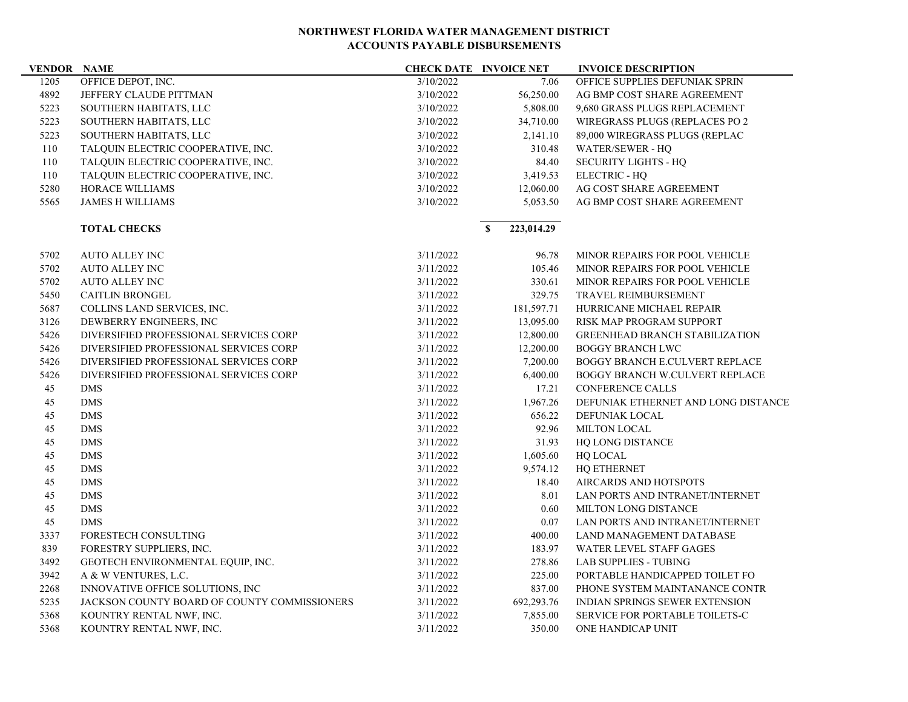**NORTHWEST FLORIDA WATER MANAGEMENT DISTRICT**
**ACCOUNTS PAYABLE DISBURSEMENTS**

| VENDOR | NAME | CHECK DATE | INVOICE NET | INVOICE DESCRIPTION |
|---|---|---|---|---|
| 1205 | OFFICE DEPOT, INC. | 3/10/2022 | 7.06 | OFFICE SUPPLIES DEFUNIAK SPRIN |
| 4892 | JEFFERY CLAUDE PITTMAN | 3/10/2022 | 56,250.00 | AG BMP COST SHARE AGREEMENT |
| 5223 | SOUTHERN HABITATS, LLC | 3/10/2022 | 5,808.00 | 9,680 GRASS PLUGS REPLACEMENT |
| 5223 | SOUTHERN HABITATS, LLC | 3/10/2022 | 34,710.00 | WIREGRASS PLUGS (REPLACES PO 2 |
| 5223 | SOUTHERN HABITATS, LLC | 3/10/2022 | 2,141.10 | 89,000 WIREGRASS PLUGS (REPLAC |
| 110 | TALQUIN ELECTRIC COOPERATIVE, INC. | 3/10/2022 | 310.48 | WATER/SEWER - HQ |
| 110 | TALQUIN ELECTRIC COOPERATIVE, INC. | 3/10/2022 | 84.40 | SECURITY LIGHTS - HQ |
| 110 | TALQUIN ELECTRIC COOPERATIVE, INC. | 3/10/2022 | 3,419.53 | ELECTRIC - HQ |
| 5280 | HORACE WILLIAMS | 3/10/2022 | 12,060.00 | AG COST SHARE AGREEMENT |
| 5565 | JAMES H WILLIAMS | 3/10/2022 | 5,053.50 | AG BMP COST SHARE AGREEMENT |
| | **TOTAL CHECKS** | | **$ 223,014.29** | |
| 5702 | AUTO ALLEY INC | 3/11/2022 | 96.78 | MINOR REPAIRS FOR POOL VEHICLE |
| 5702 | AUTO ALLEY INC | 3/11/2022 | 105.46 | MINOR REPAIRS FOR POOL VEHICLE |
| 5702 | AUTO ALLEY INC | 3/11/2022 | 330.61 | MINOR REPAIRS FOR POOL VEHICLE |
| 5450 | CAITLIN BRONGEL | 3/11/2022 | 329.75 | TRAVEL REIMBURSEMENT |
| 5687 | COLLINS LAND SERVICES, INC. | 3/11/2022 | 181,597.71 | HURRICANE MICHAEL REPAIR |
| 3126 | DEWBERRY ENGINEERS, INC | 3/11/2022 | 13,095.00 | RISK MAP PROGRAM SUPPORT |
| 5426 | DIVERSIFIED PROFESSIONAL SERVICES CORP | 3/11/2022 | 12,800.00 | GREENHEAD BRANCH STABILIZATION |
| 5426 | DIVERSIFIED PROFESSIONAL SERVICES CORP | 3/11/2022 | 12,200.00 | BOGGY BRANCH LWC |
| 5426 | DIVERSIFIED PROFESSIONAL SERVICES CORP | 3/11/2022 | 7,200.00 | BOGGY BRANCH E.CULVERT REPLACE |
| 5426 | DIVERSIFIED PROFESSIONAL SERVICES CORP | 3/11/2022 | 6,400.00 | BOGGY BRANCH W.CULVERT REPLACE |
| 45 | DMS | 3/11/2022 | 17.21 | CONFERENCE CALLS |
| 45 | DMS | 3/11/2022 | 1,967.26 | DEFUNIAK ETHERNET AND LONG DISTANCE |
| 45 | DMS | 3/11/2022 | 656.22 | DEFUNIAK LOCAL |
| 45 | DMS | 3/11/2022 | 92.96 | MILTON LOCAL |
| 45 | DMS | 3/11/2022 | 31.93 | HQ LONG DISTANCE |
| 45 | DMS | 3/11/2022 | 1,605.60 | HQ LOCAL |
| 45 | DMS | 3/11/2022 | 9,574.12 | HQ ETHERNET |
| 45 | DMS | 3/11/2022 | 18.40 | AIRCARDS AND HOTSPOTS |
| 45 | DMS | 3/11/2022 | 8.01 | LAN PORTS AND INTRANET/INTERNET |
| 45 | DMS | 3/11/2022 | 0.60 | MILTON LONG DISTANCE |
| 45 | DMS | 3/11/2022 | 0.07 | LAN PORTS AND INTRANET/INTERNET |
| 3337 | FORESTECH CONSULTING | 3/11/2022 | 400.00 | LAND MANAGEMENT DATABASE |
| 839 | FORESTRY SUPPLIERS, INC. | 3/11/2022 | 183.97 | WATER LEVEL STAFF GAGES |
| 3492 | GEOTECH ENVIRONMENTAL EQUIP, INC. | 3/11/2022 | 278.86 | LAB SUPPLIES - TUBING |
| 3942 | A & W VENTURES, L.C. | 3/11/2022 | 225.00 | PORTABLE HANDICAPPED TOILET FO |
| 2268 | INNOVATIVE OFFICE SOLUTIONS, INC | 3/11/2022 | 837.00 | PHONE SYSTEM MAINTANANCE CONTR |
| 5235 | JACKSON COUNTY BOARD OF COUNTY COMMISSIONERS | 3/11/2022 | 692,293.76 | INDIAN SPRINGS SEWER EXTENSION |
| 5368 | KOUNTRY RENTAL NWF, INC. | 3/11/2022 | 7,855.00 | SERVICE FOR PORTABLE TOILETS-C |
| 5368 | KOUNTRY RENTAL NWF, INC. | 3/11/2022 | 350.00 | ONE HANDICAP UNIT |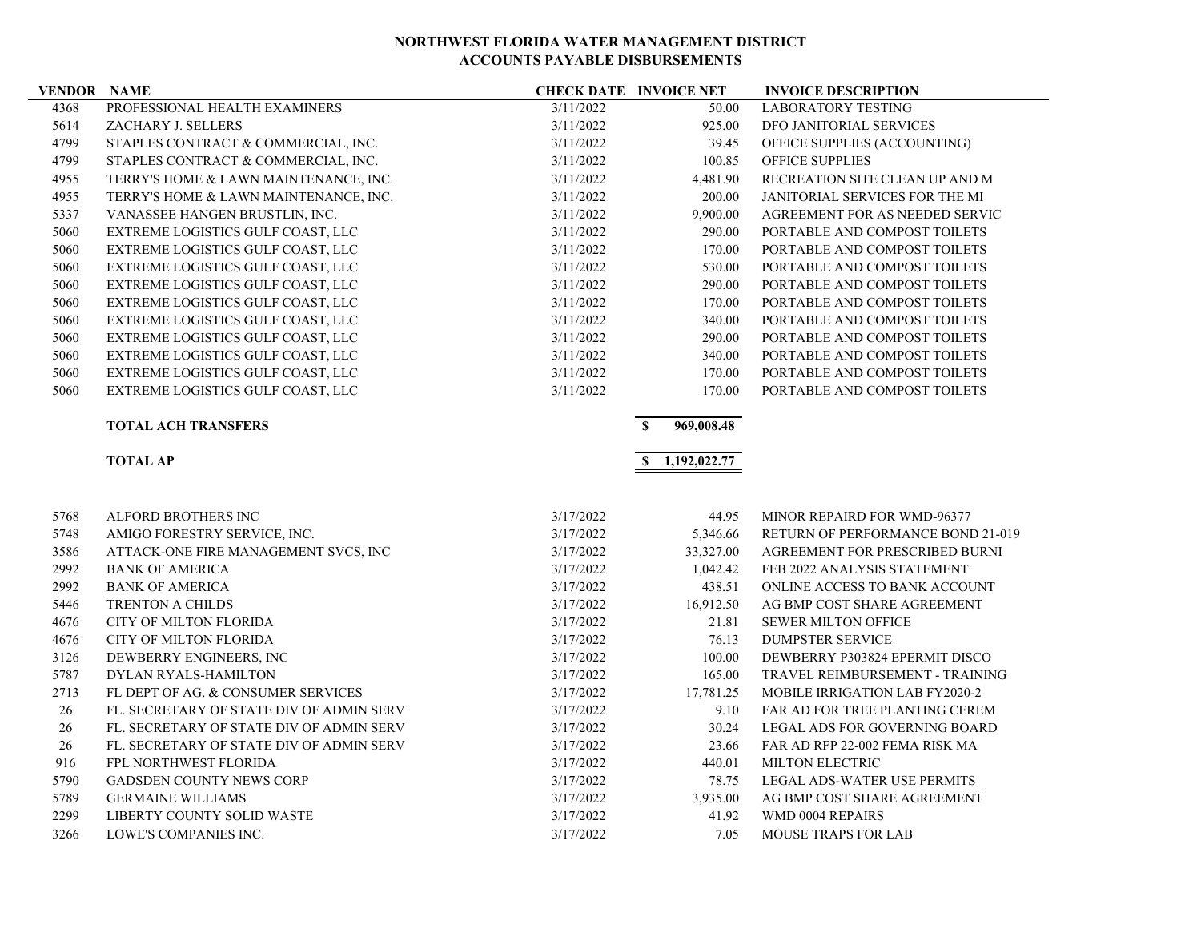## NORTHWEST FLORIDA WATER MANAGEMENT DISTRICT
## ACCOUNTS PAYABLE DISBURSEMENTS

| VENDOR | NAME | CHECK DATE | INVOICE NET | INVOICE DESCRIPTION |
|---|---|---|---|---|
| 4368 | PROFESSIONAL HEALTH EXAMINERS | 3/11/2022 | 50.00 | LABORATORY TESTING |
| 5614 | ZACHARY J. SELLERS | 3/11/2022 | 925.00 | DFO JANITORIAL SERVICES |
| 4799 | STAPLES CONTRACT & COMMERCIAL, INC. | 3/11/2022 | 39.45 | OFFICE SUPPLIES (ACCOUNTING) |
| 4799 | STAPLES CONTRACT & COMMERCIAL, INC. | 3/11/2022 | 100.85 | OFFICE SUPPLIES |
| 4955 | TERRY'S HOME & LAWN MAINTENANCE, INC. | 3/11/2022 | 4,481.90 | RECREATION SITE CLEAN UP AND M |
| 4955 | TERRY'S HOME & LAWN MAINTENANCE, INC. | 3/11/2022 | 200.00 | JANITORIAL SERVICES FOR THE MI |
| 5337 | VANASSEE HANGEN BRUSTLIN, INC. | 3/11/2022 | 9,900.00 | AGREEMENT FOR AS NEEDED SERVIC |
| 5060 | EXTREME LOGISTICS GULF COAST, LLC | 3/11/2022 | 290.00 | PORTABLE AND COMPOST TOILETS |
| 5060 | EXTREME LOGISTICS GULF COAST, LLC | 3/11/2022 | 170.00 | PORTABLE AND COMPOST TOILETS |
| 5060 | EXTREME LOGISTICS GULF COAST, LLC | 3/11/2022 | 530.00 | PORTABLE AND COMPOST TOILETS |
| 5060 | EXTREME LOGISTICS GULF COAST, LLC | 3/11/2022 | 290.00 | PORTABLE AND COMPOST TOILETS |
| 5060 | EXTREME LOGISTICS GULF COAST, LLC | 3/11/2022 | 170.00 | PORTABLE AND COMPOST TOILETS |
| 5060 | EXTREME LOGISTICS GULF COAST, LLC | 3/11/2022 | 340.00 | PORTABLE AND COMPOST TOILETS |
| 5060 | EXTREME LOGISTICS GULF COAST, LLC | 3/11/2022 | 290.00 | PORTABLE AND COMPOST TOILETS |
| 5060 | EXTREME LOGISTICS GULF COAST, LLC | 3/11/2022 | 340.00 | PORTABLE AND COMPOST TOILETS |
| 5060 | EXTREME LOGISTICS GULF COAST, LLC | 3/11/2022 | 170.00 | PORTABLE AND COMPOST TOILETS |
| 5060 | EXTREME LOGISTICS GULF COAST, LLC | 3/11/2022 | 170.00 | PORTABLE AND COMPOST TOILETS |
| | **TOTAL ACH TRANSFERS** | | **$ 969,008.48** | |
| | **TOTAL AP** | | **$ 1,192,022.77** | |
| 5768 | ALFORD BROTHERS INC | 3/17/2022 | 44.95 | MINOR REPAIRD FOR WMD-96377 |
| 5748 | AMIGO FORESTRY SERVICE, INC. | 3/17/2022 | 5,346.66 | RETURN OF PERFORMANCE BOND 21-019 |
| 3586 | ATTACK-ONE FIRE MANAGEMENT SVCS, INC | 3/17/2022 | 33,327.00 | AGREEMENT FOR PRESCRIBED BURNI |
| 2992 | BANK OF AMERICA | 3/17/2022 | 1,042.42 | FEB 2022 ANALYSIS STATEMENT |
| 2992 | BANK OF AMERICA | 3/17/2022 | 438.51 | ONLINE ACCESS TO BANK ACCOUNT |
| 5446 | TRENTON A CHILDS | 3/17/2022 | 16,912.50 | AG BMP COST SHARE AGREEMENT |
| 4676 | CITY OF MILTON FLORIDA | 3/17/2022 | 21.81 | SEWER MILTON OFFICE |
| 4676 | CITY OF MILTON FLORIDA | 3/17/2022 | 76.13 | DUMPSTER SERVICE |
| 3126 | DEWBERRY ENGINEERS, INC | 3/17/2022 | 100.00 | DEWBERRY P303824 EPERMIT DISCO |
| 5787 | DYLAN RYALS-HAMILTON | 3/17/2022 | 165.00 | TRAVEL REIMBURSEMENT - TRAINING |
| 2713 | FL DEPT OF AG. & CONSUMER SERVICES | 3/17/2022 | 17,781.25 | MOBILE IRRIGATION LAB FY2020-2 |
| 26 | FL. SECRETARY OF STATE DIV OF ADMIN SERV | 3/17/2022 | 9.10 | FAR AD FOR TREE PLANTING CEREM |
| 26 | FL. SECRETARY OF STATE DIV OF ADMIN SERV | 3/17/2022 | 30.24 | LEGAL ADS FOR GOVERNING BOARD |
| 26 | FL. SECRETARY OF STATE DIV OF ADMIN SERV | 3/17/2022 | 23.66 | FAR AD RFP 22-002 FEMA RISK MA |
| 916 | FPL NORTHWEST FLORIDA | 3/17/2022 | 440.01 | MILTON ELECTRIC |
| 5790 | GADSDEN COUNTY NEWS CORP | 3/17/2022 | 78.75 | LEGAL ADS-WATER USE PERMITS |
| 5789 | GERMAINE WILLIAMS | 3/17/2022 | 3,935.00 | AG BMP COST SHARE AGREEMENT |
| 2299 | LIBERTY COUNTY SOLID WASTE | 3/17/2022 | 41.92 | WMD 0004 REPAIRS |
| 3266 | LOWE'S COMPANIES INC. | 3/17/2022 | 7.05 | MOUSE TRAPS FOR LAB |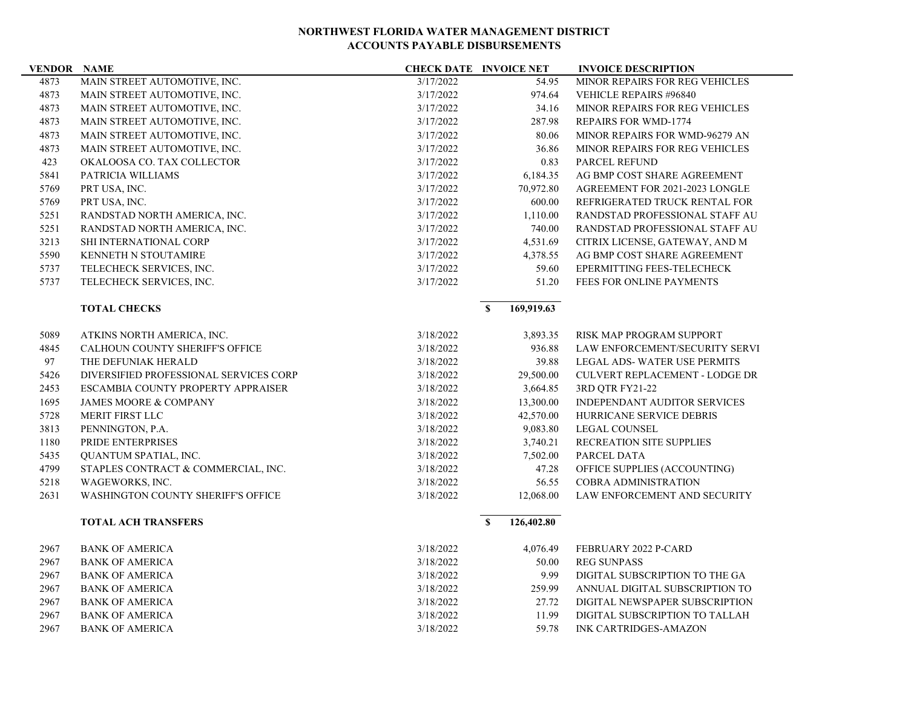**NORTHWEST FLORIDA WATER MANAGEMENT DISTRICT**
**ACCOUNTS PAYABLE DISBURSEMENTS**

| VENDOR | NAME | CHECK DATE | INVOICE NET | INVOICE DESCRIPTION |
|---|---|---|---|---|
| 4873 | MAIN STREET AUTOMOTIVE, INC. | 3/17/2022 | 54.95 | MINOR REPAIRS FOR REG VEHICLES |
| 4873 | MAIN STREET AUTOMOTIVE, INC. | 3/17/2022 | 974.64 | VEHICLE REPAIRS #96840 |
| 4873 | MAIN STREET AUTOMOTIVE, INC. | 3/17/2022 | 34.16 | MINOR REPAIRS FOR REG VEHICLES |
| 4873 | MAIN STREET AUTOMOTIVE, INC. | 3/17/2022 | 287.98 | REPAIRS FOR WMD-1774 |
| 4873 | MAIN STREET AUTOMOTIVE, INC. | 3/17/2022 | 80.06 | MINOR REPAIRS FOR WMD-96279 AN |
| 4873 | MAIN STREET AUTOMOTIVE, INC. | 3/17/2022 | 36.86 | MINOR REPAIRS FOR REG VEHICLES |
| 423 | OKALOOSA CO. TAX COLLECTOR | 3/17/2022 | 0.83 | PARCEL REFUND |
| 5841 | PATRICIA WILLIAMS | 3/17/2022 | 6,184.35 | AG BMP COST SHARE AGREEMENT |
| 5769 | PRT USA, INC. | 3/17/2022 | 70,972.80 | AGREEMENT FOR 2021-2023 LONGLE |
| 5769 | PRT USA, INC. | 3/17/2022 | 600.00 | REFRIGERATED TRUCK RENTAL FOR |
| 5251 | RANDSTAD NORTH AMERICA, INC. | 3/17/2022 | 1,110.00 | RANDSTAD PROFESSIONAL STAFF AU |
| 5251 | RANDSTAD NORTH AMERICA, INC. | 3/17/2022 | 740.00 | RANDSTAD PROFESSIONAL STAFF AU |
| 3213 | SHI INTERNATIONAL CORP | 3/17/2022 | 4,531.69 | CITRIX LICENSE, GATEWAY, AND M |
| 5590 | KENNETH N STOUTAMIRE | 3/17/2022 | 4,378.55 | AG BMP COST SHARE AGREEMENT |
| 5737 | TELECHECK SERVICES, INC. | 3/17/2022 | 59.60 | EPERMITTING FEES-TELECHECK |
| 5737 | TELECHECK SERVICES, INC. | 3/17/2022 | 51.20 | FEES FOR ONLINE PAYMENTS |
| | **TOTAL CHECKS** | | **$ 169,919.63** | |
| 5089 | ATKINS NORTH AMERICA, INC. | 3/18/2022 | 3,893.35 | RISK MAP PROGRAM SUPPORT |
| 4845 | CALHOUN COUNTY SHERIFF'S OFFICE | 3/18/2022 | 936.88 | LAW ENFORCEMENT/SECURITY SERVI |
| 97 | THE DEFUNIAK HERALD | 3/18/2022 | 39.88 | LEGAL ADS- WATER USE PERMITS |
| 5426 | DIVERSIFIED PROFESSIONAL SERVICES CORP | 3/18/2022 | 29,500.00 | CULVERT REPLACEMENT - LODGE DR |
| 2453 | ESCAMBIA COUNTY PROPERTY APPRAISER | 3/18/2022 | 3,664.85 | 3RD QTR FY21-22 |
| 1695 | JAMES MOORE & COMPANY | 3/18/2022 | 13,300.00 | INDEPENDANT AUDITOR SERVICES |
| 5728 | MERIT FIRST LLC | 3/18/2022 | 42,570.00 | HURRICANE SERVICE DEBRIS |
| 3813 | PENNINGTON, P.A. | 3/18/2022 | 9,083.80 | LEGAL COUNSEL |
| 1180 | PRIDE ENTERPRISES | 3/18/2022 | 3,740.21 | RECREATION SITE SUPPLIES |
| 5435 | QUANTUM SPATIAL, INC. | 3/18/2022 | 7,502.00 | PARCEL DATA |
| 4799 | STAPLES CONTRACT & COMMERCIAL, INC. | 3/18/2022 | 47.28 | OFFICE SUPPLIES (ACCOUNTING) |
| 5218 | WAGEWORKS, INC. | 3/18/2022 | 56.55 | COBRA ADMINISTRATION |
| 2631 | WASHINGTON COUNTY SHERIFF'S OFFICE | 3/18/2022 | 12,068.00 | LAW ENFORCEMENT AND SECURITY |
| | **TOTAL ACH TRANSFERS** | | **$ 126,402.80** | |
| 2967 | BANK OF AMERICA | 3/18/2022 | 4,076.49 | FEBRUARY 2022 P-CARD |
| 2967 | BANK OF AMERICA | 3/18/2022 | 50.00 | REG SUNPASS |
| 2967 | BANK OF AMERICA | 3/18/2022 | 9.99 | DIGITAL SUBSCRIPTION TO THE GA |
| 2967 | BANK OF AMERICA | 3/18/2022 | 259.99 | ANNUAL DIGITAL SUBSCRIPTION TO |
| 2967 | BANK OF AMERICA | 3/18/2022 | 27.72 | DIGITAL NEWSPAPER SUBSCRIPTION |
| 2967 | BANK OF AMERICA | 3/18/2022 | 11.99 | DIGITAL SUBSCRIPTION TO TALLAH |
| 2967 | BANK OF AMERICA | 3/18/2022 | 59.78 | INK CARTRIDGES-AMAZON |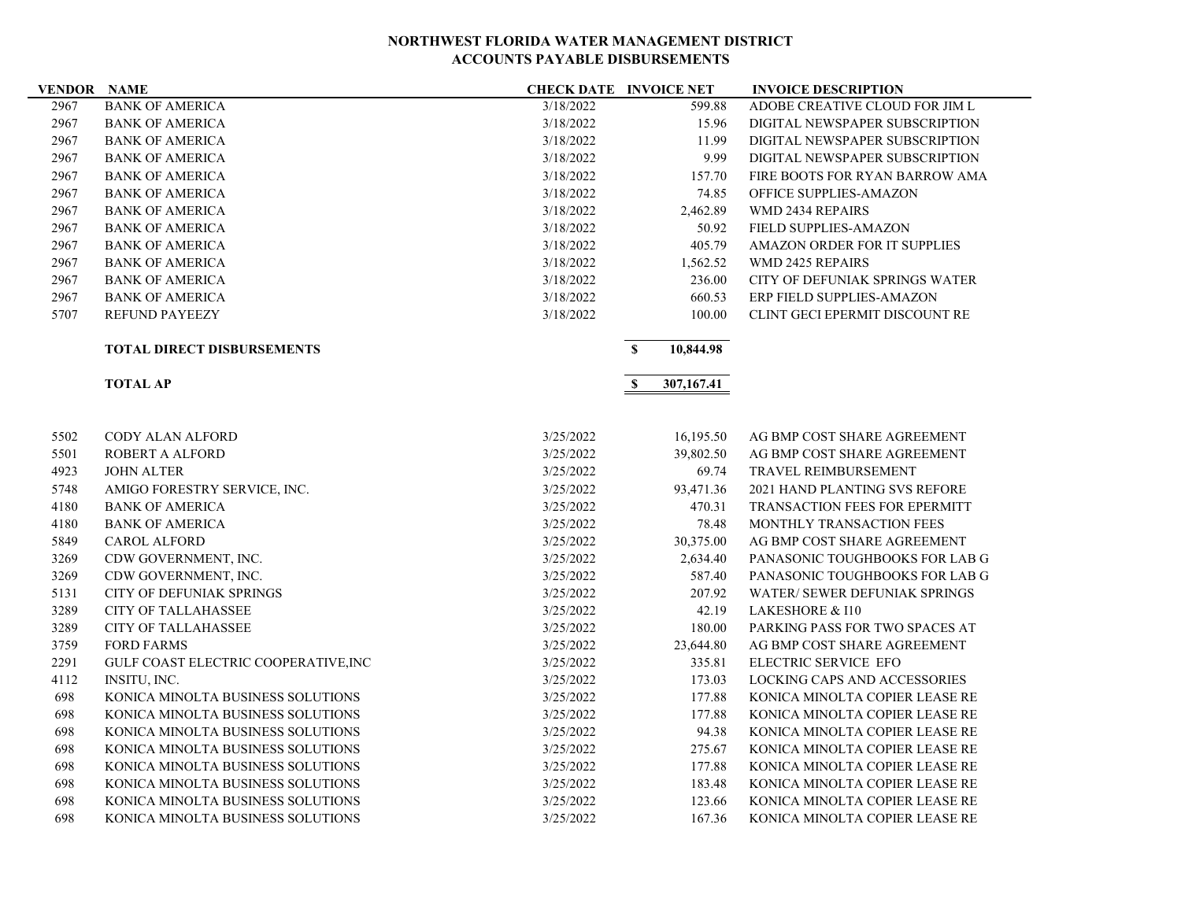**NORTHWEST FLORIDA WATER MANAGEMENT DISTRICT**
**ACCOUNTS PAYABLE DISBURSEMENTS**

| VENDOR | NAME | CHECK DATE | INVOICE NET | INVOICE DESCRIPTION |
|---|---|---|---|---|
| 2967 | BANK OF AMERICA | 3/18/2022 | 599.88 | ADOBE CREATIVE CLOUD FOR JIM L |
| 2967 | BANK OF AMERICA | 3/18/2022 | 15.96 | DIGITAL NEWSPAPER SUBSCRIPTION |
| 2967 | BANK OF AMERICA | 3/18/2022 | 11.99 | DIGITAL NEWSPAPER SUBSCRIPTION |
| 2967 | BANK OF AMERICA | 3/18/2022 | 9.99 | DIGITAL NEWSPAPER SUBSCRIPTION |
| 2967 | BANK OF AMERICA | 3/18/2022 | 157.70 | FIRE BOOTS FOR RYAN BARROW AMA |
| 2967 | BANK OF AMERICA | 3/18/2022 | 74.85 | OFFICE SUPPLIES-AMAZON |
| 2967 | BANK OF AMERICA | 3/18/2022 | 2,462.89 | WMD 2434 REPAIRS |
| 2967 | BANK OF AMERICA | 3/18/2022 | 50.92 | FIELD SUPPLIES-AMAZON |
| 2967 | BANK OF AMERICA | 3/18/2022 | 405.79 | AMAZON ORDER FOR IT SUPPLIES |
| 2967 | BANK OF AMERICA | 3/18/2022 | 1,562.52 | WMD 2425 REPAIRS |
| 2967 | BANK OF AMERICA | 3/18/2022 | 236.00 | CITY OF DEFUNIAK SPRINGS WATER |
| 2967 | BANK OF AMERICA | 3/18/2022 | 660.53 | ERP FIELD SUPPLIES-AMAZON |
| 5707 | REFUND PAYEEZY | 3/18/2022 | 100.00 | CLINT GECI EPERMIT DISCOUNT RE |
| | **TOTAL DIRECT DISBURSEMENTS** | | **$ 10,844.98** | |
| | **TOTAL AP** | | **$ 307,167.41** | |
| 5502 | CODY ALAN ALFORD | 3/25/2022 | 16,195.50 | AG BMP COST SHARE AGREEMENT |
| 5501 | ROBERT A ALFORD | 3/25/2022 | 39,802.50 | AG BMP COST SHARE AGREEMENT |
| 4923 | JOHN ALTER | 3/25/2022 | 69.74 | TRAVEL REIMBURSEMENT |
| 5748 | AMIGO FORESTRY SERVICE, INC. | 3/25/2022 | 93,471.36 | 2021 HAND PLANTING SVS REFORE |
| 4180 | BANK OF AMERICA | 3/25/2022 | 470.31 | TRANSACTION FEES FOR EPERMITT |
| 4180 | BANK OF AMERICA | 3/25/2022 | 78.48 | MONTHLY TRANSACTION FEES |
| 5849 | CAROL ALFORD | 3/25/2022 | 30,375.00 | AG BMP COST SHARE AGREEMENT |
| 3269 | CDW GOVERNMENT, INC. | 3/25/2022 | 2,634.40 | PANASONIC TOUGHBOOKS FOR LAB G |
| 3269 | CDW GOVERNMENT, INC. | 3/25/2022 | 587.40 | PANASONIC TOUGHBOOKS FOR LAB G |
| 5131 | CITY OF DEFUNIAK SPRINGS | 3/25/2022 | 207.92 | WATER/ SEWER DEFUNIAK SPRINGS |
| 3289 | CITY OF TALLAHASSEE | 3/25/2022 | 42.19 | LAKESHORE & I10 |
| 3289 | CITY OF TALLAHASSEE | 3/25/2022 | 180.00 | PARKING PASS FOR TWO SPACES AT |
| 3759 | FORD FARMS | 3/25/2022 | 23,644.80 | AG BMP COST SHARE AGREEMENT |
| 2291 | GULF COAST ELECTRIC COOPERATIVE,INC | 3/25/2022 | 335.81 | ELECTRIC SERVICE EFO |
| 4112 | INSITU, INC. | 3/25/2022 | 173.03 | LOCKING CAPS AND ACCESSORIES |
| 698 | KONICA MINOLTA BUSINESS SOLUTIONS | 3/25/2022 | 177.88 | KONICA MINOLTA COPIER LEASE RE |
| 698 | KONICA MINOLTA BUSINESS SOLUTIONS | 3/25/2022 | 177.88 | KONICA MINOLTA COPIER LEASE RE |
| 698 | KONICA MINOLTA BUSINESS SOLUTIONS | 3/25/2022 | 94.38 | KONICA MINOLTA COPIER LEASE RE |
| 698 | KONICA MINOLTA BUSINESS SOLUTIONS | 3/25/2022 | 275.67 | KONICA MINOLTA COPIER LEASE RE |
| 698 | KONICA MINOLTA BUSINESS SOLUTIONS | 3/25/2022 | 177.88 | KONICA MINOLTA COPIER LEASE RE |
| 698 | KONICA MINOLTA BUSINESS SOLUTIONS | 3/25/2022 | 183.48 | KONICA MINOLTA COPIER LEASE RE |
| 698 | KONICA MINOLTA BUSINESS SOLUTIONS | 3/25/2022 | 123.66 | KONICA MINOLTA COPIER LEASE RE |
| 698 | KONICA MINOLTA BUSINESS SOLUTIONS | 3/25/2022 | 167.36 | KONICA MINOLTA COPIER LEASE RE |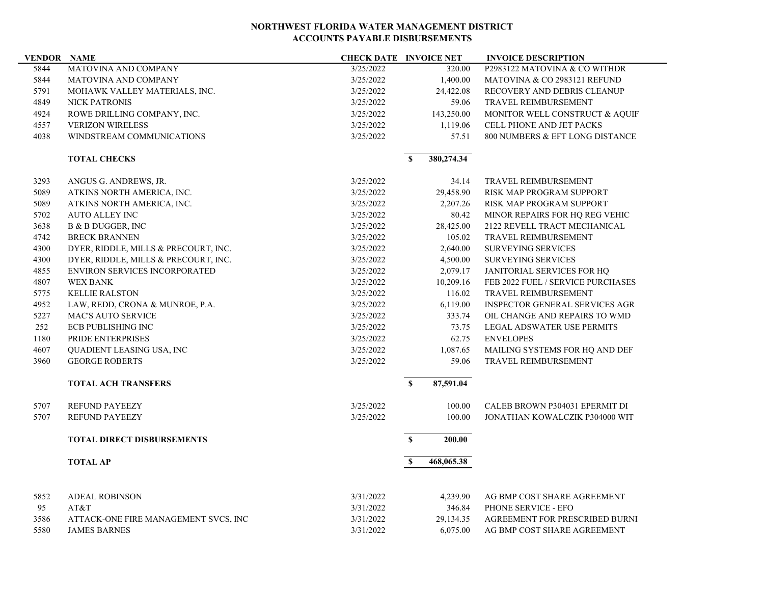**NORTHWEST FLORIDA WATER MANAGEMENT DISTRICT**
**ACCOUNTS PAYABLE DISBURSEMENTS**

| VENDOR | NAME | CHECK DATE | INVOICE NET | INVOICE DESCRIPTION |
|---|---|---|---|---|
| 5844 | MATOVINA AND COMPANY | 3/25/2022 | 320.00 | P2983122 MATOVINA & CO WITHDR |
| 5844 | MATOVINA AND COMPANY | 3/25/2022 | 1,400.00 | MATOVINA & CO 2983121 REFUND |
| 5791 | MOHAWK VALLEY MATERIALS, INC. | 3/25/2022 | 24,422.08 | RECOVERY AND DEBRIS CLEANUP |
| 4849 | NICK PATRONIS | 3/25/2022 | 59.06 | TRAVEL REIMBURSEMENT |
| 4924 | ROWE DRILLING COMPANY, INC. | 3/25/2022 | 143,250.00 | MONITOR WELL CONSTRUCT & AQUIF |
| 4557 | VERIZON WIRELESS | 3/25/2022 | 1,119.06 | CELL PHONE AND JET PACKS |
| 4038 | WINDSTREAM COMMUNICATIONS | 3/25/2022 | 57.51 | 800 NUMBERS & EFT LONG DISTANCE |
| | **TOTAL CHECKS** | | **$ 380,274.34** | |
| 3293 | ANGUS G. ANDREWS, JR. | 3/25/2022 | 34.14 | TRAVEL REIMBURSEMENT |
| 5089 | ATKINS NORTH AMERICA, INC. | 3/25/2022 | 29,458.90 | RISK MAP PROGRAM SUPPORT |
| 5089 | ATKINS NORTH AMERICA, INC. | 3/25/2022 | 2,207.26 | RISK MAP PROGRAM SUPPORT |
| 5702 | AUTO ALLEY INC | 3/25/2022 | 80.42 | MINOR REPAIRS FOR HQ REG VEHIC |
| 3638 | B & B DUGGER, INC | 3/25/2022 | 28,425.00 | 2122 REVELL TRACT MECHANICAL |
| 4742 | BRECK BRANNEN | 3/25/2022 | 105.02 | TRAVEL REIMBURSEMENT |
| 4300 | DYER, RIDDLE, MILLS & PRECOURT, INC. | 3/25/2022 | 2,640.00 | SURVEYING SERVICES |
| 4300 | DYER, RIDDLE, MILLS & PRECOURT, INC. | 3/25/2022 | 4,500.00 | SURVEYING SERVICES |
| 4855 | ENVIRON SERVICES INCORPORATED | 3/25/2022 | 2,079.17 | JANITORIAL SERVICES FOR HQ |
| 4807 | WEX BANK | 3/25/2022 | 10,209.16 | FEB 2022 FUEL / SERVICE PURCHASES |
| 5775 | KELLIE RALSTON | 3/25/2022 | 116.02 | TRAVEL REIMBURSEMENT |
| 4952 | LAW, REDD, CRONA & MUNROE, P.A. | 3/25/2022 | 6,119.00 | INSPECTOR GENERAL SERVICES AGR |
| 5227 | MAC'S AUTO SERVICE | 3/25/2022 | 333.74 | OIL CHANGE AND REPAIRS TO WMD |
| 252 | ECB PUBLISHING INC | 3/25/2022 | 73.75 | LEGAL ADSWATER USE PERMITS |
| 1180 | PRIDE ENTERPRISES | 3/25/2022 | 62.75 | ENVELOPES |
| 4607 | QUADIENT LEASING USA, INC | 3/25/2022 | 1,087.65 | MAILING SYSTEMS FOR HQ AND DEF |
| 3960 | GEORGE ROBERTS | 3/25/2022 | 59.06 | TRAVEL REIMBURSEMENT |
| | **TOTAL ACH TRANSFERS** | | **$ 87,591.04** | |
| 5707 | REFUND PAYEEZY | 3/25/2022 | 100.00 | CALEB BROWN P304031 EPERMIT DI |
| 5707 | REFUND PAYEEZY | 3/25/2022 | 100.00 | JONATHAN KOWALCZIK P304000 WIT |
| | **TOTAL DIRECT DISBURSEMENTS** | | **$ 200.00** | |
| | **TOTAL AP** | | **$ 468,065.38** | |
| 5852 | ADEAL ROBINSON | 3/31/2022 | 4,239.90 | AG BMP COST SHARE AGREEMENT |
| 95 | AT&T | 3/31/2022 | 346.84 | PHONE SERVICE - EFO |
| 3586 | ATTACK-ONE FIRE MANAGEMENT SVCS, INC | 3/31/2022 | 29,134.35 | AGREEMENT FOR PRESCRIBED BURNI |
| 5580 | JAMES BARNES | 3/31/2022 | 6,075.00 | AG BMP COST SHARE AGREEMENT |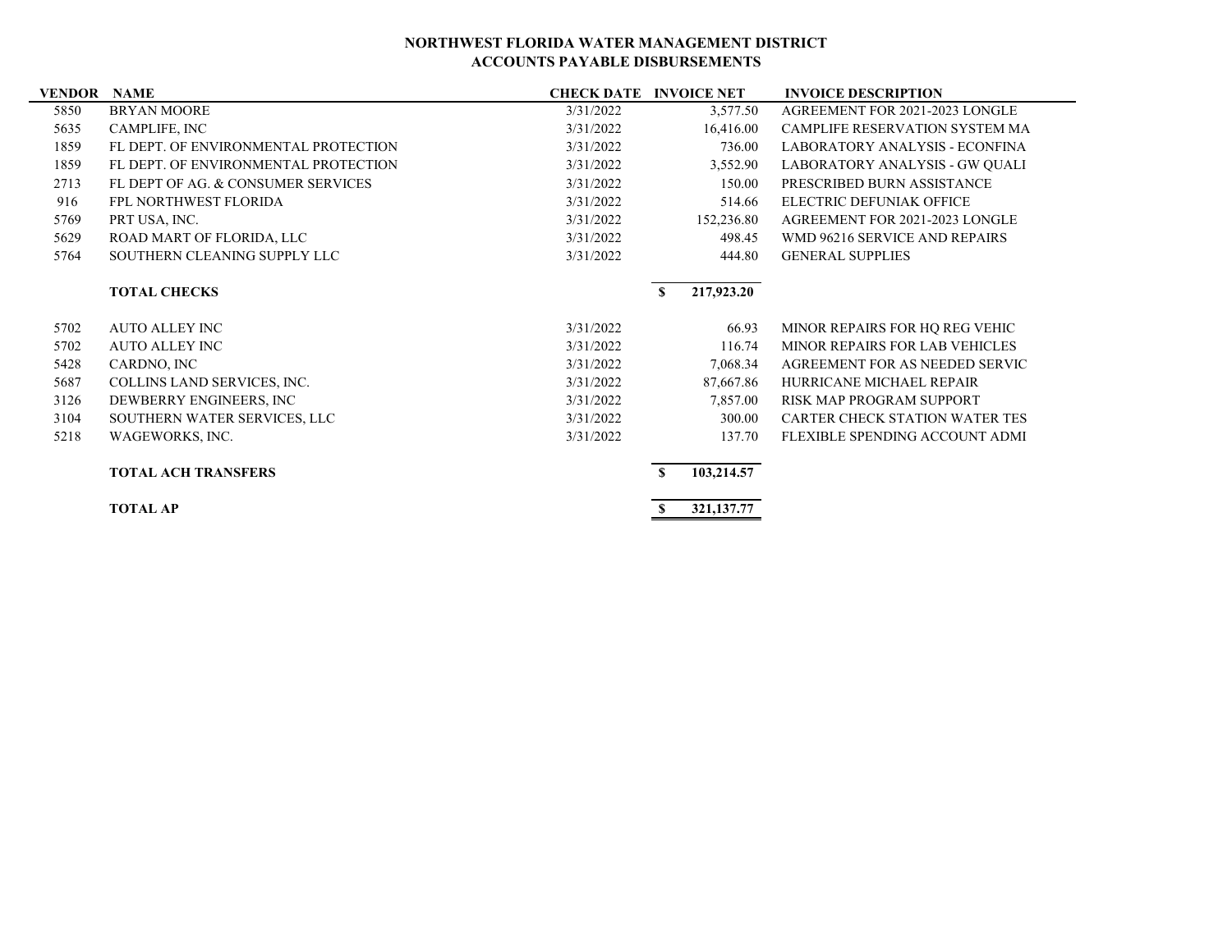# NORTHWEST FLORIDA WATER MANAGEMENT DISTRICT
## ACCOUNTS PAYABLE DISBURSEMENTS

| VENDOR | NAME | CHECK DATE | INVOICE NET | INVOICE DESCRIPTION |
|---|---|---|---|---|
| 5850 | BRYAN MOORE | 3/31/2022 | 3,577.50 | AGREEMENT FOR 2021-2023 LONGLE |
| 5635 | CAMPLIFE, INC | 3/31/2022 | 16,416.00 | CAMPLIFE RESERVATION SYSTEM MA |
| 1859 | FL DEPT. OF ENVIRONMENTAL PROTECTION | 3/31/2022 | 736.00 | LABORATORY ANALYSIS - ECONFINA |
| 1859 | FL DEPT. OF ENVIRONMENTAL PROTECTION | 3/31/2022 | 3,552.90 | LABORATORY ANALYSIS - GW QUALI |
| 2713 | FL DEPT OF AG. & CONSUMER SERVICES | 3/31/2022 | 150.00 | PRESCRIBED BURN ASSISTANCE |
| 916 | FPL NORTHWEST FLORIDA | 3/31/2022 | 514.66 | ELECTRIC DEFUNIAK OFFICE |
| 5769 | PRT USA, INC. | 3/31/2022 | 152,236.80 | AGREEMENT FOR 2021-2023 LONGLE |
| 5629 | ROAD MART OF FLORIDA, LLC | 3/31/2022 | 498.45 | WMD 96216 SERVICE AND REPAIRS |
| 5764 | SOUTHERN CLEANING SUPPLY LLC | 3/31/2022 | 444.80 | GENERAL SUPPLIES |
| | **TOTAL CHECKS** | | **$ 217,923.20** | |
| 5702 | AUTO ALLEY INC | 3/31/2022 | 66.93 | MINOR REPAIRS FOR HQ REG VEHIC |
| 5702 | AUTO ALLEY INC | 3/31/2022 | 116.74 | MINOR REPAIRS FOR LAB VEHICLES |
| 5428 | CARDNO, INC | 3/31/2022 | 7,068.34 | AGREEMENT FOR AS NEEDED SERVIC |
| 5687 | COLLINS LAND SERVICES, INC. | 3/31/2022 | 87,667.86 | HURRICANE MICHAEL REPAIR |
| 3126 | DEWBERRY ENGINEERS, INC | 3/31/2022 | 7,857.00 | RISK MAP PROGRAM SUPPORT |
| 3104 | SOUTHERN WATER SERVICES, LLC | 3/31/2022 | 300.00 | CARTER CHECK STATION WATER TES |
| 5218 | WAGEWORKS, INC. | 3/31/2022 | 137.70 | FLEXIBLE SPENDING ACCOUNT ADMI |
| | **TOTAL ACH TRANSFERS** | | **$ 103,214.57** | |
| | **TOTAL AP** | | **$ 321,137.77** | |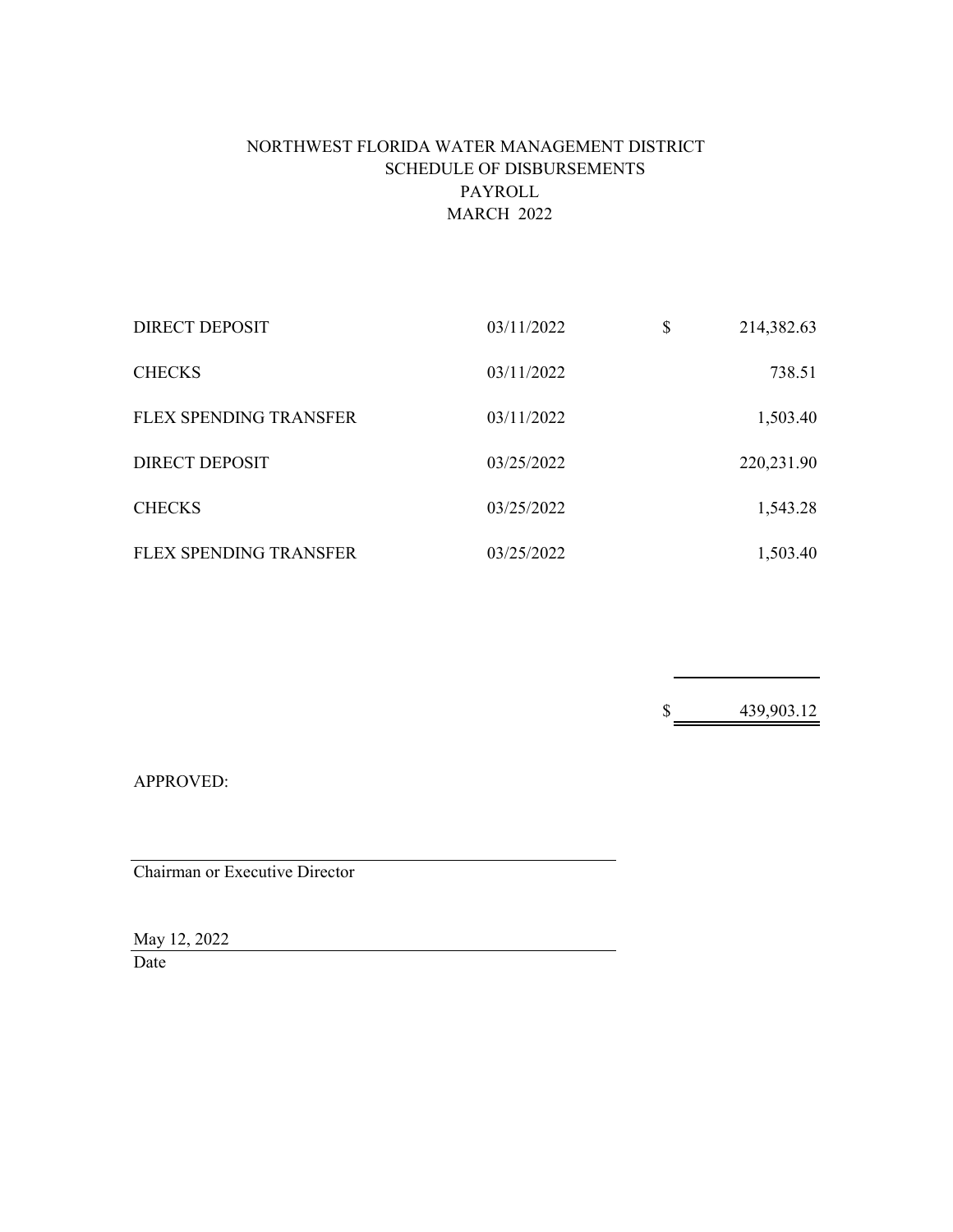NORTHWEST FLORIDA WATER MANAGEMENT DISTRICT
SCHEDULE OF DISBURSEMENTS
PAYROLL
MARCH 2022

| | | | |
|---|---|---|---|
| DIRECT DEPOSIT | 03/11/2022 | $ | 214,382.63 |
| CHECKS | 03/11/2022 | | 738.51 |
| FLEX SPENDING TRANSFER | 03/11/2022 | | 1,503.40 |
| DIRECT DEPOSIT | 03/25/2022 | | 220,231.90 |
| CHECKS | 03/25/2022 | | 1,543.28 |
| FLEX SPENDING TRANSFER | 03/25/2022 | | 1,503.40 |
| | | $ | 439,903.12 |

APPROVED:

\_\_\_\_\_\_\_\_\_\_\_\_\_\_\_\_\_\_\_\_\_\_\_\_\_\_\_\_\_\_\_\_\_\_\_\_

Chairman or Executive Director

May 12, 2022

Date